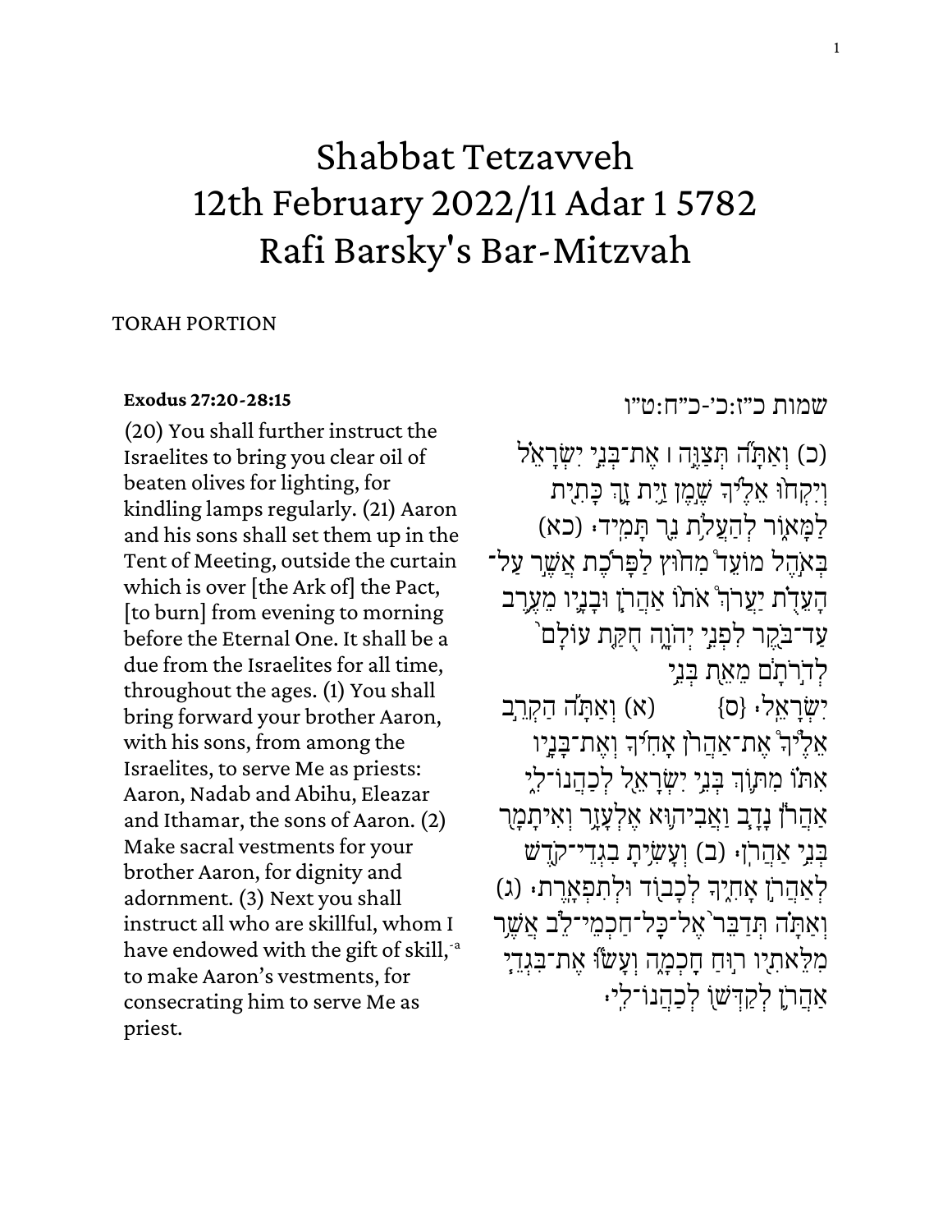# Shabbat Tetzavveh
# 12th February 2022/11 Adar 1 5782
# Rafi Barsky's Bar-Mitzvah

TORAH PORTION

**Exodus 27:20-28:15**

(20) You shall further instruct the Israelites to bring you clear oil of beaten olives for lighting, for kindling lamps regularly. (21) Aaron and his sons shall set them up in the Tent of Meeting, outside the curtain which is over [the Ark of] the Pact, [to burn] from evening to morning before the Eternal One. It shall be a due from the Israelites for all time, throughout the ages. (1) You shall bring forward your brother Aaron, with his sons, from among the Israelites, to serve Me as priests: Aaron, Nadab and Abihu, Eleazar and Ithamar, the sons of Aaron. (2) Make sacral vestments for your brother Aaron, for dignity and adornment. (3) Next you shall instruct all who are skillful, whom I have endowed with the gift of skill,[-a] to make Aaron's vestments, for consecrating him to serve Me as priest.

שמות כ״ז:כ׳-כ״ח:ט״ו

(כ) וְאַתָּ֞ה תְּצַוֶּ֣ה ׀ אֶת־בְּנֵ֣י יִשְׂרָאֵ֗ל וְיִקְח֨וּ אֵלֶ֜יךָ שֶׁ֣מֶן זַ֥יִת זָ֛ךְ כָּתִ֖ית לַמָּא֑וֹר לְהַעֲלֹ֥ת נֵ֖ר תָּמִֽיד׃ (כא) בְּאֹ֨הֶל מוֹעֵ֜ד מִח֣וּץ לַפָּרֹ֗כֶת אֲשֶׁ֣ר עַל־הָעֵדֻ֔ת יַעֲרֹךְ֩ אֹת֨וֹ אַהֲרֹ֧ן וּבָנָ֛יו מֵעֶ֥רֶב עַד־בֹּ֖קֶר לִפְנֵ֣י יְהֹוָ֑ה חֻקַּ֤ת עוֹלָם֙ לְדֹ֣רֹתָ֔ם מֵאֵ֖ת בְּנֵ֥י יִשְׂרָאֵֽל׃ {ס} (א) וְאַתָּ֡ה הַקְרֵ֣ב אֵלֶיךָ֩ אֶת־אַהֲרֹ֨ן אָחִ֜יךָ וְאֶת־בָּנָ֣יו אִתּ֗וֹ מִתּ֛וֹךְ בְּנֵ֥י יִשְׂרָאֵ֖ל לְכַהֲנוֹ־לִ֑י אַהֲרֹ֕ן נָדָ֧ב וַאֲבִיה֛וּא אֶלְעָזָ֥ר וְאִיתָמָ֖ר בְּנֵ֥י אַהֲרֹֽן׃ (ב) וְעָשִׂ֥יתָ בִגְדֵי־קֹ֖דֶשׁ לְאַהֲרֹ֣ן אָחִ֑יךָ לְכָב֖וֹד וּלְתִפְאָֽרֶת׃ (ג) וְאַתָּ֗ה תְּדַבֵּר֙ אֶל־כׇּל־חַכְמֵי־לֵ֔ב אֲשֶׁ֥ר מִלֵּאתִ֖יו ר֣וּחַ חׇכְמָ֑ה וְעָשׂ֞וּ אֶת־בִּגְדֵ֧י אַהֲרֹ֛ן לְקַדְּשׁ֖וֹ לְכַהֲנוֹ־לִֽי׃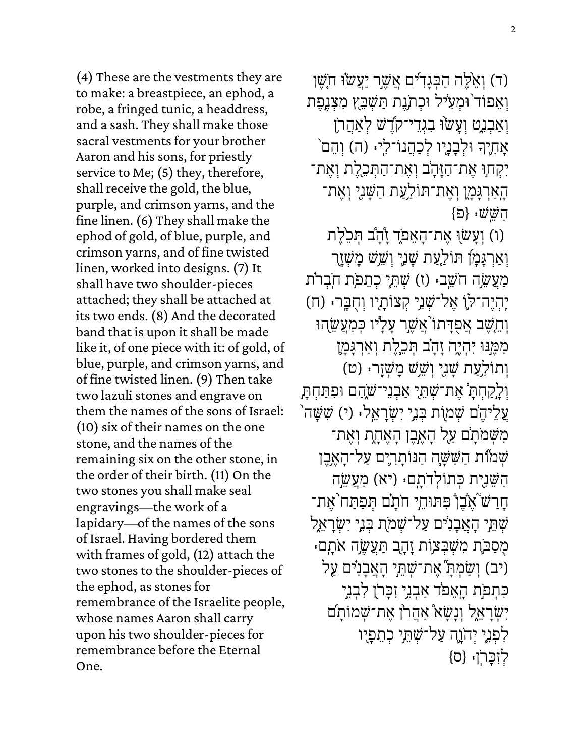(4) These are the vestments they are to make: a breastpiece, an ephod, a robe, a fringed tunic, a headdress, and a sash. They shall make those sacral vestments for your brother Aaron and his sons, for priestly service to Me; (5) they, therefore, shall receive the gold, the blue, purple, and crimson yarns, and the fine linen. (6) They shall make the ephod of gold, of blue, purple, and crimson yarns, and of fine twisted linen, worked into designs. (7) It shall have two shoulder-pieces attached; they shall be attached at its two ends. (8) And the decorated band that is upon it shall be made like it, of one piece with it: of gold, of blue, purple, and crimson yarns, and of fine twisted linen. (9) Then take two lazuli stones and engrave on them the names of the sons of Israel: (10) six of their names on the one stone, and the names of the remaining six on the other stone, in the order of their birth. (11) On the two stones you shall make seal engravings—the work of a lapidary—of the names of the sons of Israel. Having bordered them with frames of gold, (12) attach the two stones to the shoulder-pieces of the ephod, as stones for remembrance of the Israelite people, whose names Aaron shall carry upon his two shoulder-pieces for remembrance before the Eternal One.

(ד) וְאֵ֨לֶּה הַבְּגָדִ֜ים אֲשֶׁ֣ר יַעֲשׂ֗וּ חֹ֤שֶׁן וְאֵפוֹד֙ וּמְעִ֔יל וּכְתֹ֥נֶת תַּשְׁבֵּ֖ץ מִצְנֶ֣פֶת וְאַבְנֵ֑ט וְעָשׂ֨וּ בִגְדֵי־קֹ֜דֶשׁ לְאַהֲרֹ֥ן אָחִ֛יךָ וּלְבָנָ֖יו לְכַהֲנוֹ־לִֽי׃ (ה) וְהֵם֙ יִקְח֣וּ אֶת־הַזָּהָ֔ב וְאֶת־הַתְּכֵ֖לֶת וְאֶת־הָֽאַרְגָּמָ֑ן וְאֶת־תּוֹלַ֥עַת הַשָּׁנִ֖י וְאֶת־הַשֵּֽׁשׁ׃ {פ}

(ו) וְעָשׂ֖וּ אֶת־הָאֵפֹ֑ד זָ֠הָב תְּכֵ֨לֶת וְאַרְגָּמָ֜ן תּוֹלַ֧עַת שָׁנִ֛י וְשֵׁ֥שׁ מָשְׁזָ֖ר מַעֲשֵׂ֥ה חֹשֵֽׁב׃ (ז) שְׁתֵּ֧י כְתֵפֹ֣ת חֹֽבְרֹ֗ת יִֽהְיֶה־לּ֛וֹ אֶל־שְׁנֵ֥י קְצוֹתָ֖יו וְחֻבָּֽר׃ (ח) וְחֵ֤שֶׁב אֲפֻדָּתוֹ֙ אֲשֶׁ֣ר עָלָ֔יו כְּמַעֲשֵׂ֖הוּ מִמֶּ֣נּוּ יִהְיֶ֑ה זָהָ֗ב תְּכֵ֧לֶת וְאַרְגָּמָ֛ן וְתוֹלַ֥עַת שָׁנִ֖י וְשֵׁ֥שׁ מָשְׁזָֽר׃ (ט) וְלָ֣קַחְתָּ֔ אֶת־שְׁתֵּ֖י אַבְנֵי־שֹׁ֑הַם וּפִתַּחְתָּ֣ עֲלֵיהֶ֔ם שְׁמ֖וֹת בְּנֵ֥י יִשְׂרָאֵֽל׃ (י) שִׁשָּׁה֙ מִשְּׁמֹתָ֔ם עַ֖ל הָאֶ֣בֶן הָאֶחָ֑ת וְאֶת־שְׁמ֞וֹת הַשִּׁשָּׁ֧ה הַנּוֹתָרִ֛ים עַל־הָאֶ֥בֶן הַשֵּׁנִ֖ית כְּתוֹלְדֹתָֽם׃ (יא) מַעֲשֵׂ֣ה חָרַשׁ֮ אֶ֒בֶן֒ פִּתּוּחֵ֣י חֹתָ֗ם תְּפַתַּח֙ אֶת־שְׁתֵּ֣י הָאֲבָנִ֔ים עַל־שְׁמֹ֖ת בְּנֵ֣י יִשְׂרָאֵ֑ל מֻסַבֹּ֛ת מִשְׁבְּצ֥וֹת זָהָ֖ב תַּעֲשֶׂ֥ה אֹתָֽם׃ (יב) וְשַׂמְתָּ֞ אֶת־שְׁתֵּ֣י הָאֲבָנִ֗ים עַ֚ל כִּתְפֹ֣ת הָֽאֵפֹ֔ד אַבְנֵ֥י זִכָּרֹ֖ן לִבְנֵ֣י יִשְׂרָאֵ֑ל וְנָשָׂא֩ אַהֲרֹ֨ן אֶת־שְׁמוֹתָ֜ם לִפְנֵ֧י יְהוָ֛ה עַל־שְׁתֵּ֥י כְתֵפָ֖יו לְזִכָּרֹֽן׃ {ס}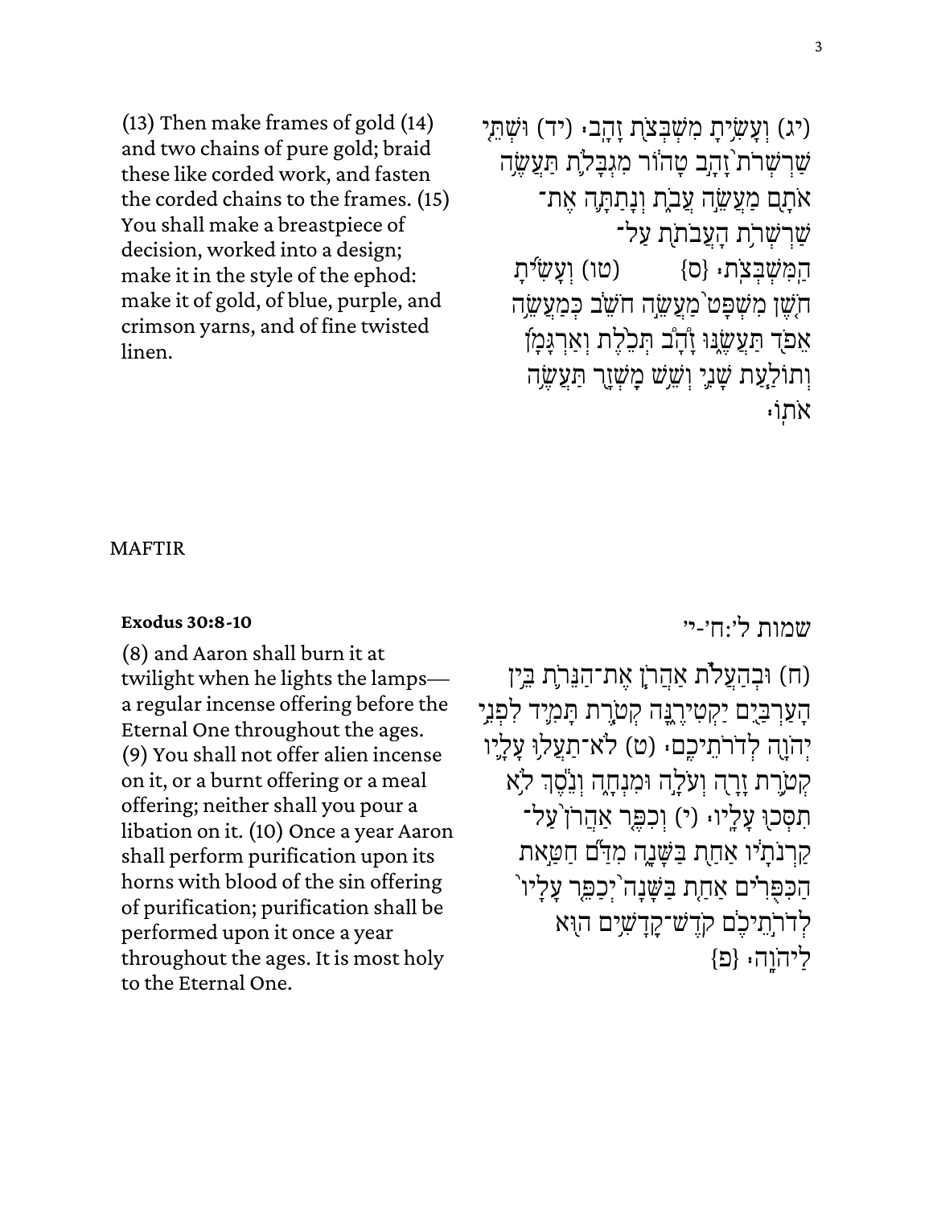(13) Then make frames of gold (14) and two chains of pure gold; braid these like corded work, and fasten the corded chains to the frames. (15) You shall make a breastpiece of decision, worked into a design; make it in the style of the ephod: make it of gold, of blue, purple, and crimson yarns, and of fine twisted linen.

(יג) וְעָשִׂיתָ מִשְׁבְּצֹ֖ת זָהָֽב׃ (יד) וּשְׁתֵּ֤י שַׁרְשְׁרֹת֙ זָהָ֣ב טָה֔וֹר מִגְבָּלֹ֛ת תַּעֲשֶׂ֥ה אֹתָ֖ם מַעֲשֵׂ֣ה עֲבֹ֑ת וְנָתַתָּ֛ה אֶת־שַׁרְשְׁרֹ֥ת הָעֲבֹתֹ֖ת עַל־הַֽמִּשְׁבְּצֹֽת׃ {ס} (טו) וְעָשִׂ֜יתָ חֹ֤שֶׁן מִשְׁפָּט֙ מַעֲשֵׂ֣ה חֹשֵׁ֔ב כְּמַעֲשֵׂ֥ה אֵפֹ֖ד תַּעֲשֶׂ֑נּוּ זָ֠הָב תְּכֵ֨לֶת וְאַרְגָּמָ֜ן וְתוֹלַ֧עַת שָׁנִ֛י וְשֵׁ֥שׁ מָשְׁזָ֖ר תַּעֲשֶׂ֥ה אֹתֽוֹ׃

MAFTIR

**Exodus 30:8-10**

שמות ל׳:ח׳-י׳

(8) and Aaron shall burn it at twilight when he lights the lamps—a regular incense offering before the Eternal One throughout the ages. (9) You shall not offer alien incense on it, or a burnt offering or a meal offering; neither shall you pour a libation on it. (10) Once a year Aaron shall perform purification upon its horns with blood of the sin offering of purification; purification shall be performed upon it once a year throughout the ages. It is most holy to the Eternal One.

(ח) וּבְהַעֲלֹ֨ת אַהֲרֹ֧ן אֶת־הַנֵּרֹ֛ת בֵּ֥ין הָעַרְבַּ֖יִם יַקְטִירֶ֑נָּה קְטֹ֧רֶת תָּמִ֛יד לִפְנֵ֥י יְהֹוָ֖ה לְדֹרֹתֵיכֶֽם׃ (ט) לֹא־תַעֲל֥וּ עָלָ֛יו קְטֹ֥רֶת זָרָ֖ה וְעֹלָ֣ה וּמִנְחָ֑ה וְנֵ֕סֶךְ לֹ֥א תִסְּכ֖וּ עָלָֽיו׃ (י) וְכִפֶּ֤ר אַהֲרֹן֙ עַל־קַרְנֹתָ֔יו אַחַ֖ת בַּשָּׁנָ֑ה מִדַּ֞ם חַטַּ֣את הַכִּפֻּרִ֗ים אַחַ֤ת בַּשָּׁנָה֙ יְכַפֵּ֤ר עָלָיו֙ לְדֹרֹ֣תֵיכֶ֔ם קֹֽדֶשׁ־קָֽדָשִׁ֥ים ה֖וּא לַיהֹוָֽה׃ {פ}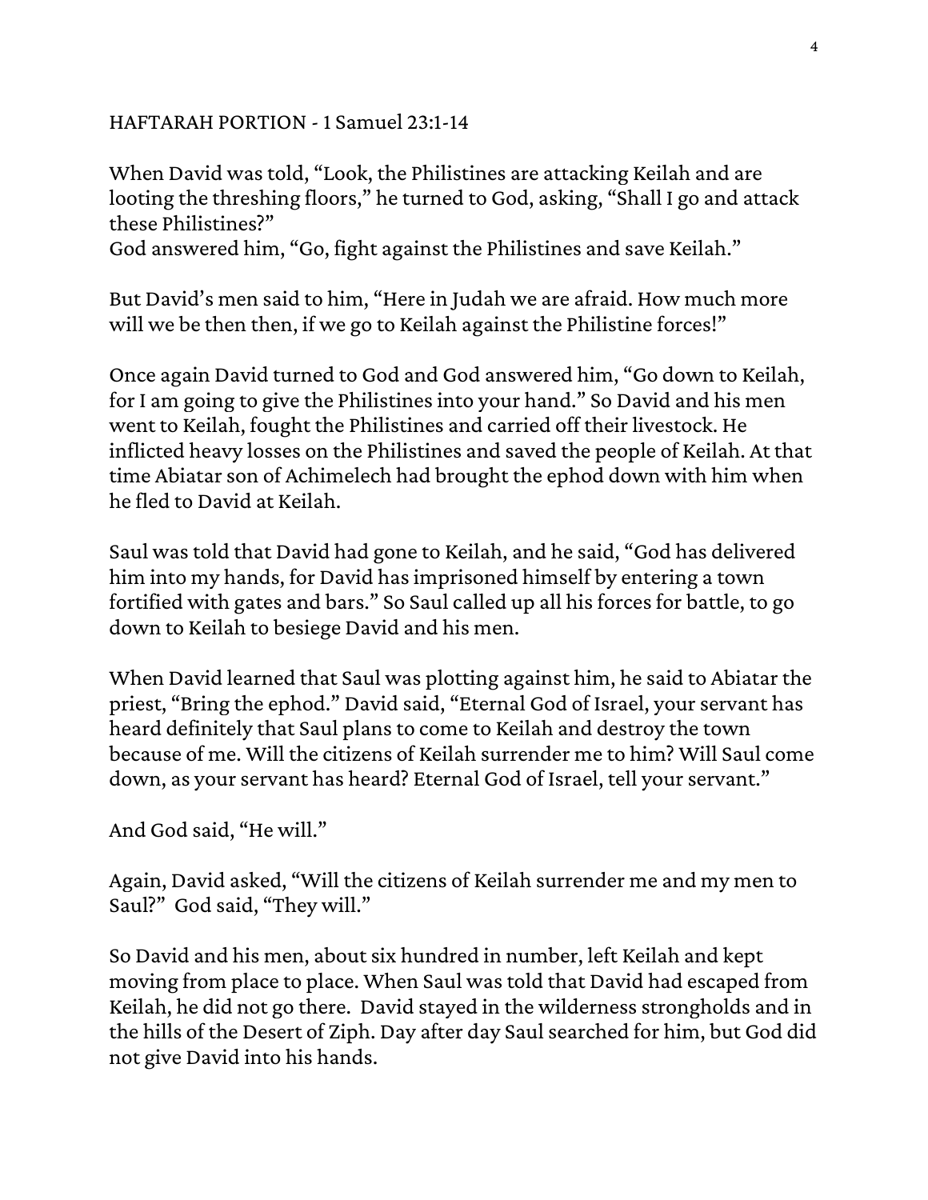HAFTARAH PORTION - 1 Samuel 23:1-14

When David was told, “Look, the Philistines are attacking Keilah and are looting the threshing floors,” he turned to God, asking, “Shall I go and attack these Philistines?”
God answered him, “Go, fight against the Philistines and save Keilah.”

But David’s men said to him, “Here in Judah we are afraid. How much more will we be then then, if we go to Keilah against the Philistine forces!”

Once again David turned to God and God answered him, “Go down to Keilah, for I am going to give the Philistines into your hand.” So David and his men went to Keilah, fought the Philistines and carried off their livestock. He inflicted heavy losses on the Philistines and saved the people of Keilah. At that time Abiatar son of Achimelech had brought the ephod down with him when he fled to David at Keilah.

Saul was told that David had gone to Keilah, and he said, “God has delivered him into my hands, for David has imprisoned himself by entering a town fortified with gates and bars.” So Saul called up all his forces for battle, to go down to Keilah to besiege David and his men.

When David learned that Saul was plotting against him, he said to Abiatar the priest, “Bring the ephod.” David said, “Eternal God of Israel, your servant has heard definitely that Saul plans to come to Keilah and destroy the town because of me. Will the citizens of Keilah surrender me to him? Will Saul come down, as your servant has heard? Eternal God of Israel, tell your servant.”

And God said, “He will.”

Again, David asked, “Will the citizens of Keilah surrender me and my men to Saul?” God said, “They will.”

So David and his men, about six hundred in number, left Keilah and kept moving from place to place. When Saul was told that David had escaped from Keilah, he did not go there. David stayed in the wilderness strongholds and in the hills of the Desert of Ziph. Day after day Saul searched for him, but God did not give David into his hands.